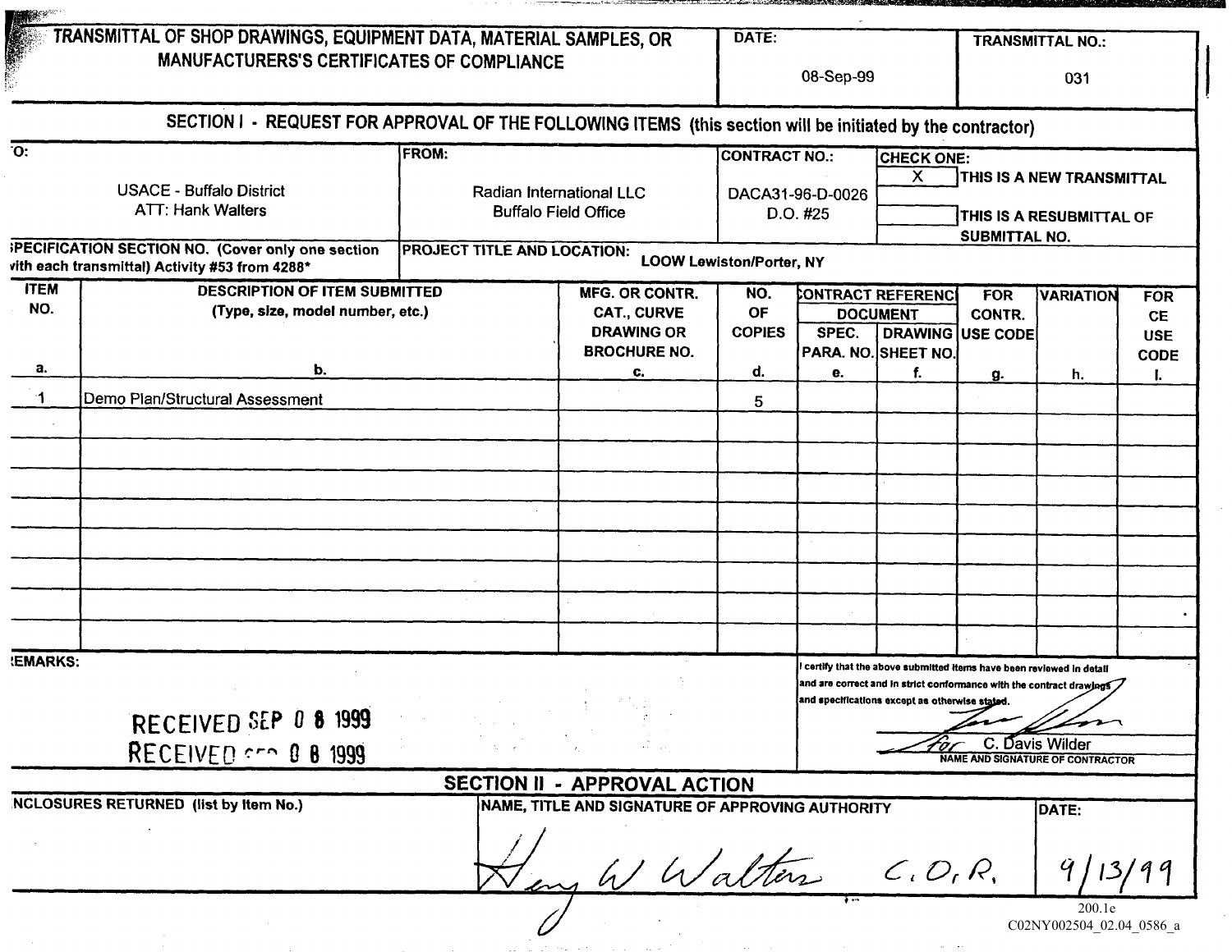# TRANSMITTAL OF SHOP DRAWINGS, EQUIPMENT DATA, MATERIAL SAMPLES, OR MANUFACTURERS'S CERTIFICATES OF COMPLIANCE

**DATE:** 08-Sep-99

**TRANSMITTAL NO.:** 031

## SECTION I - REQUEST FOR APPROVAL OF THE FOLLOWING ITEMS (this section will be initiated by the contractor)

**TO:**
USACE - Buffalo District
ATT: Hank Walters

**FROM:**
Radian International LLC
Buffalo Field Office

**CONTRACT NO.:**
DACA31-96-D-0026
D.O. #25

**CHECK ONE:**
- [X] THIS IS A NEW TRANSMITTAL
- [ ] THIS IS A RESUBMITTAL OF SUBMITTAL NO.

**SPECIFICATION SECTION NO. (Cover only one section with each transmittal)** Activity #53 from 4288*

**PROJECT TITLE AND LOCATION:** LOOW Lewiston/Porter, NY

| ITEM NO. a. | DESCRIPTION OF ITEM SUBMITTED (Type, size, model number, etc.) b. | MFG. OR CONTR. CAT., CURVE DRAWING OR BROCHURE NO. c. | NO. OF COPIES d. | CONTRACT REFERENCE DOCUMENT SPEC. PARA. NO. e. | CONTRACT REFERENCE DOCUMENT DRAWING SHEET NO. f. | FOR CONTR. USE CODE g. | VARIATION h. | FOR CE USE CODE i. |
|---|---|---|---|---|---|---|---|---|
| 1 | Demo Plan/Structural Assessment | | 5 | | | | | |

**REMARKS:**

RECEIVED SEP 0 8 1999
RECEIVED SEP 0 8 1999

I certify that the above submitted items have been reviewed in detail and are correct and in strict conformance with the contract drawings and specifications except as otherwise stated.

[Signature] for C. Davis Wilder
NAME AND SIGNATURE OF CONTRACTOR

## SECTION II - APPROVAL ACTION

**ENCLOSURES RETURNED (list by Item No.)**

**NAME, TITLE AND SIGNATURE OF APPROVING AUTHORITY:** Henry W Walters C.O.R.

**DATE:** 9/13/99

200.1e
C02NY002504_02.04_0586_a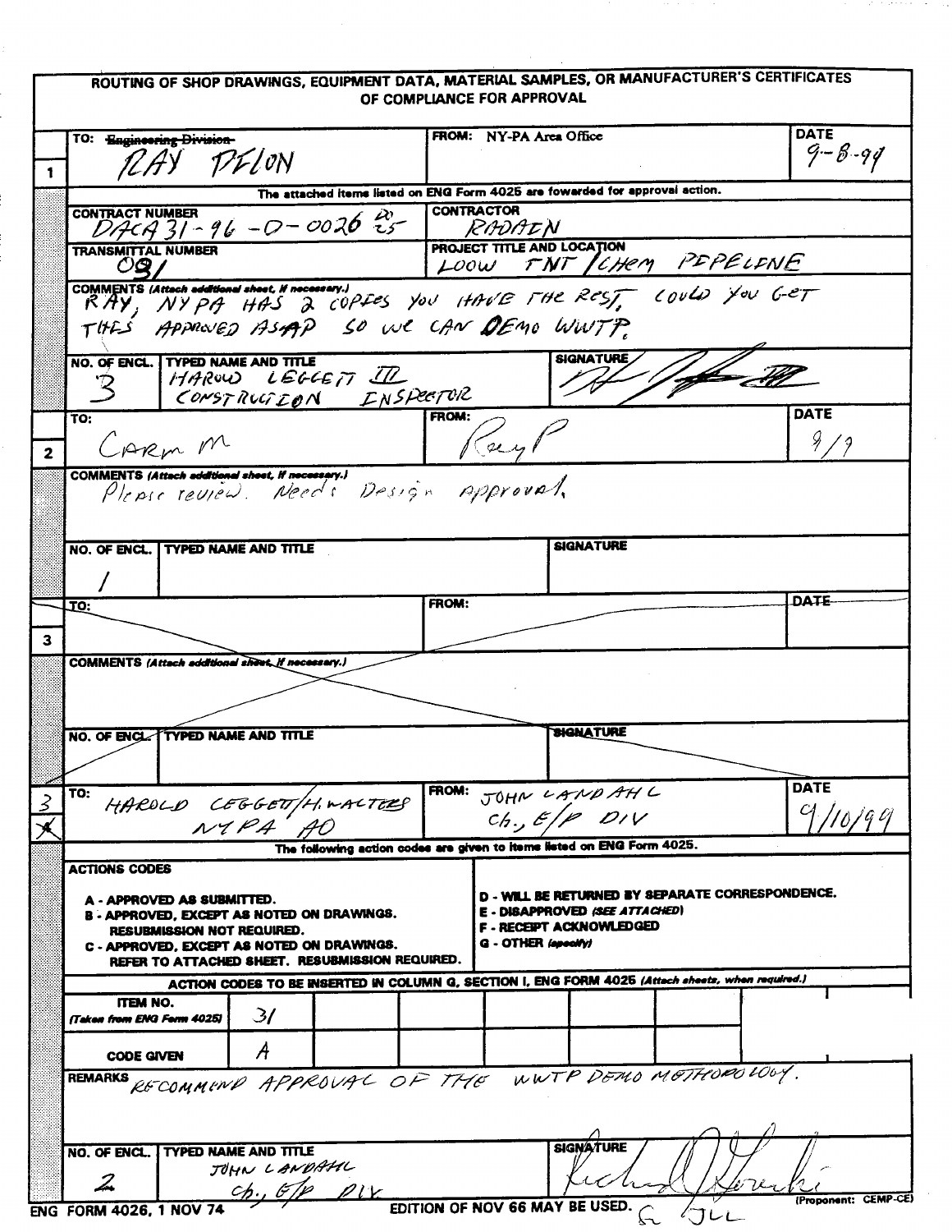# ROUTING OF SHOP DRAWINGS, EQUIPMENT DATA, MATERIAL SAMPLES, OR MANUFACTURER'S CERTIFICATES OF COMPLIANCE FOR APPROVAL

## 1

| TO: ~~Engineering Division~~ RAY PELON | FROM: NY-PA Area Office | DATE 9-8-99 |
|---|---|---|

The attached items listed on ENG Form 4025 are fowarded for approval action.

| CONTRACT NUMBER | CONTRACTOR |
|---|---|
| DACA31-96-D-0026 DO 25 | RADIAN |
| **TRANSMITTAL NUMBER** | **PROJECT TITLE AND LOCATION** |
| 031 | LOOW TNT/CHEM PIPELINE |

**COMMENTS** *(Attach additional sheet, if necessary.)* RAY, NYPA HAS 2 COPIES YOU HAVE THE REST, COULD YOU GET THIS APPROVED ASAP SO WE CAN DEMO WWTP.

| NO. OF ENCL. | TYPED NAME AND TITLE | SIGNATURE |
|---|---|---|
| 3 | HAROLD LEGGETT III CONSTRUCTION INSPECTOR | [signature] |

## 2

| TO: Carm M | FROM: Ray P | DATE 9/9 |
|---|---|---|

**COMMENTS** *(Attach additional sheet, if necessary.)* Please review. Needs Design approval.

| NO. OF ENCL. | TYPED NAME AND TITLE | SIGNATURE |
|---|---|---|
| 1 | | |

## 3

*(Section crossed out)*

| TO: | FROM: | DATE |
|---|---|---|

**COMMENTS** *(Attach additional sheet, if necessary.)*

| NO. OF ENCL. | TYPED NAME AND TITLE | SIGNATURE |
|---|---|---|
| | | |

## 3 ~~4~~

| TO: HAROLD LEGGETT/H. WALTERS NYPA AO | FROM: JOHN LANDAHL Ch., E/P DIV | DATE 9/10/99 |
|---|---|---|

The following action codes are given to items listed on ENG Form 4025.

**ACTIONS CODES**

- A - APPROVED AS SUBMITTED.
- B - APPROVED, EXCEPT AS NOTED ON DRAWINGS. RESUBMISSION NOT REQUIRED.
- C - APPROVED, EXCEPT AS NOTED ON DRAWINGS. REFER TO ATTACHED SHEET. RESUBMISSION REQUIRED.
- D - WILL BE RETURNED BY SEPARATE CORRESPONDENCE.
- E - DISAPPROVED *(SEE ATTACHED)*
- F - RECEIPT ACKNOWLEDGED
- G - OTHER *(specify)*

ACTION CODES TO BE INSERTED IN COLUMN G, SECTION I, ENG FORM 4025 *(Attach sheets, when required.)*

| ITEM NO. *(Taken from ENG Form 4025)* | 31 | | | | | | | |
|---|---|---|---|---|---|---|---|---|
| CODE GIVEN | A | | | | | | | |

**REMARKS** RECOMMEND APPROVAL OF THE WWTP DEMO METHODOLOGY.

| NO. OF ENCL. | TYPED NAME AND TITLE | SIGNATURE |
|---|---|---|
| 2 | JOHN LANDAHL Ch., E/P DIV | Richard J Gorecki for JLL |

ENG FORM 4026, 1 NOV 74 — EDITION OF NOV 66 MAY BE USED. (Proponent: CEMP-CE)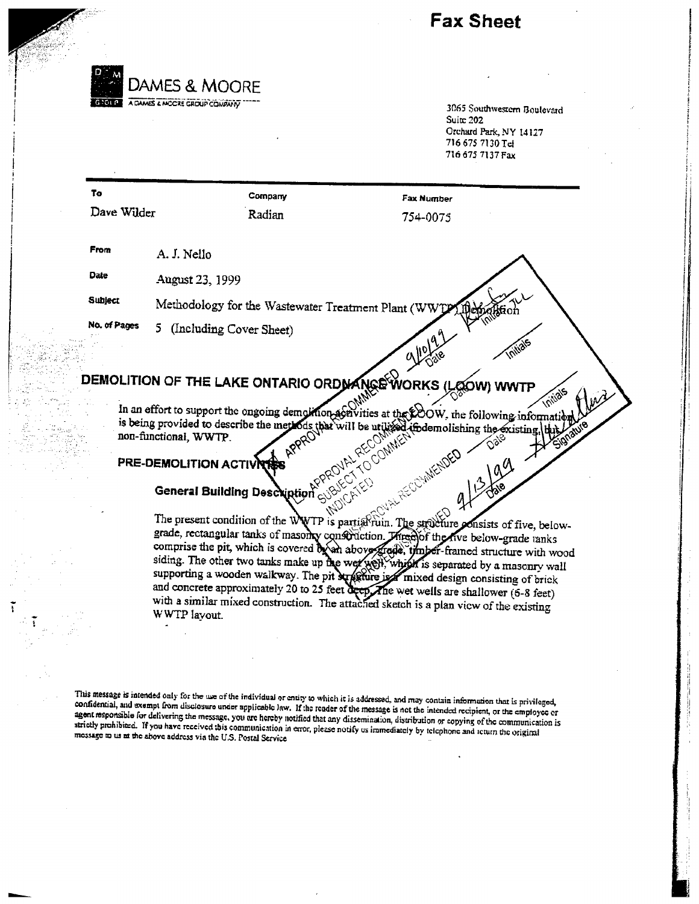# Fax Sheet

**DAMES & MOORE**
A DAMES & MOORE GROUP COMPANY

3065 Southwestern Boulevard
Suite 202
Orchard Park, NY 14127
716 675 7130 Tel
716 675 7137 Fax

| To | Company | Fax Number |
|---|---|---|
| Dave Wilder | Radian | 754-0075 |

**From** A. J. Nello

**Date** August 23, 1999

**Subject** Methodology for the Wastewater Treatment Plant (WWTP) Demolition

**No. of Pages** 5 (Including Cover Sheet)

APPROVAL RECOMMENDED — 9/10/99 — Date — Initials

APPROVAL RECOMMENDED SUBJECT TO COMMENT INDICATED — Date — Initials

DISAPPROVAL RECOMMENDED — Date — Initials

APPROVED — 9/13/99 — Date — Signature

## DEMOLITION OF THE LAKE ONTARIO ORDNANCE WORKS (LOOW) WWTP

In an effort to support the ongoing demolition activities at the LOOW, the following information is being provided to describe the methods that will be utilized in demolishing the existing, but non-functional, WWTP.

### PRE-DEMOLITION ACTIVITIES

#### General Building Description

The present condition of the WWTP is partial ruin. The structure consists of five, below-grade, rectangular tanks of masonry construction. Three of the five below-grade tanks comprise the pit, which is covered by an above-grade, timber-framed structure with wood siding. The other two tanks make up the wet well, which is separated by a masonry wall supporting a wooden walkway. The pit structure is a mixed design consisting of brick and concrete approximately 20 to 25 feet deep. The wet wells are shallower (6-8 feet) with a similar mixed construction. The attached sketch is a plan view of the existing WWTP layout.

This message is intended only for the use of the individual or entity to which it is addressed, and may contain information that is privileged, confidential, and exempt from disclosure under applicable law. If the reader of the message is not the intended recipient, or the employee or agent responsible for delivering the message, you are hereby notified that any dissemination, distribution or copying of the communication is strictly prohibited. If you have received this communication in error, please notify us immediately by telephone and return the original message to us at the above address via the U.S. Postal Service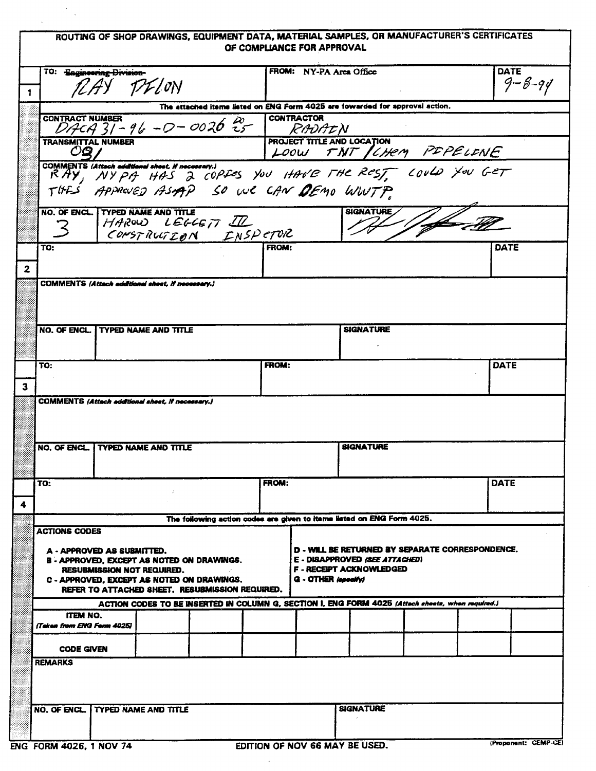# ROUTING OF SHOP DRAWINGS, EQUIPMENT DATA, MATERIAL SAMPLES, OR MANUFACTURER'S CERTIFICATES OF COMPLIANCE FOR APPROVAL

## 1

| TO: ~~Engineering Division~~ RAY PILON | FROM: NY-PA Area Office | DATE 9-8-99 |
|---|---|---|

The attached items listed on ENG Form 4025 are fowarded for approval action.

| CONTRACT NUMBER | CONTRACTOR |
|---|---|
| DACA31-96-D-0026 DO 25 | RADIAN |
| **TRANSMITTAL NUMBER** | **PROJECT TITLE AND LOCATION** |
| 081 | LOOW TNT / CHEM PIPELINE |

COMMENTS *(Attach additional sheet, if necessary.)*
RAY, NYPA HAS 2 COPIES YOU HAVE THE REST, COULD YOU GET THIS APPROVED ASAP SO WE CAN DEMO WWTP.

| NO. OF ENCL. | TYPED NAME AND TITLE | SIGNATURE |
|---|---|---|
| 3 | HAROLD LEGGETT III CONSTRUCTION INSPECTOR | [signature] |

## 2

| TO: | FROM: | DATE |
|---|---|---|
| | | |

COMMENTS *(Attach additional sheet, if necessary.)*

| NO. OF ENCL. | TYPED NAME AND TITLE | SIGNATURE |
|---|---|---|
| | | |

## 3

| TO: | FROM: | DATE |
|---|---|---|
| | | |

COMMENTS *(Attach additional sheet, if necessary.)*

| NO. OF ENCL. | TYPED NAME AND TITLE | SIGNATURE |
|---|---|---|
| | | |

## 4

| TO: | FROM: | DATE |
|---|---|---|
| | | |

The following action codes are given to items listed on ENG Form 4025.

**ACTIONS CODES**

- A - APPROVED AS SUBMITTED.
- B - APPROVED, EXCEPT AS NOTED ON DRAWINGS. RESUBMISSION NOT REQUIRED.
- C - APPROVED, EXCEPT AS NOTED ON DRAWINGS. REFER TO ATTACHED SHEET. RESUBMISSION REQUIRED.
- D - WILL BE RETURNED BY SEPARATE CORRESPONDENCE.
- E - DISAPPROVED *(SEE ATTACHED)*
- F - RECEIPT ACKNOWLEDGED
- G - OTHER *(specify)*

ACTION CODES TO BE INSERTED IN COLUMN G, SECTION I, ENG FORM 4025 *(Attach sheets, when required.)*

| ITEM NO. *(Taken from ENG Form 4025)* | | | | | | | | |
|---|---|---|---|---|---|---|---|---|
| CODE GIVEN | | | | | | | | |

REMARKS

| NO. OF ENCL. | TYPED NAME AND TITLE | SIGNATURE |
|---|---|---|
| | | |

ENG FORM 4026, 1 NOV 74 — EDITION OF NOV 66 MAY BE USED. (Proponent: CEMP-CE)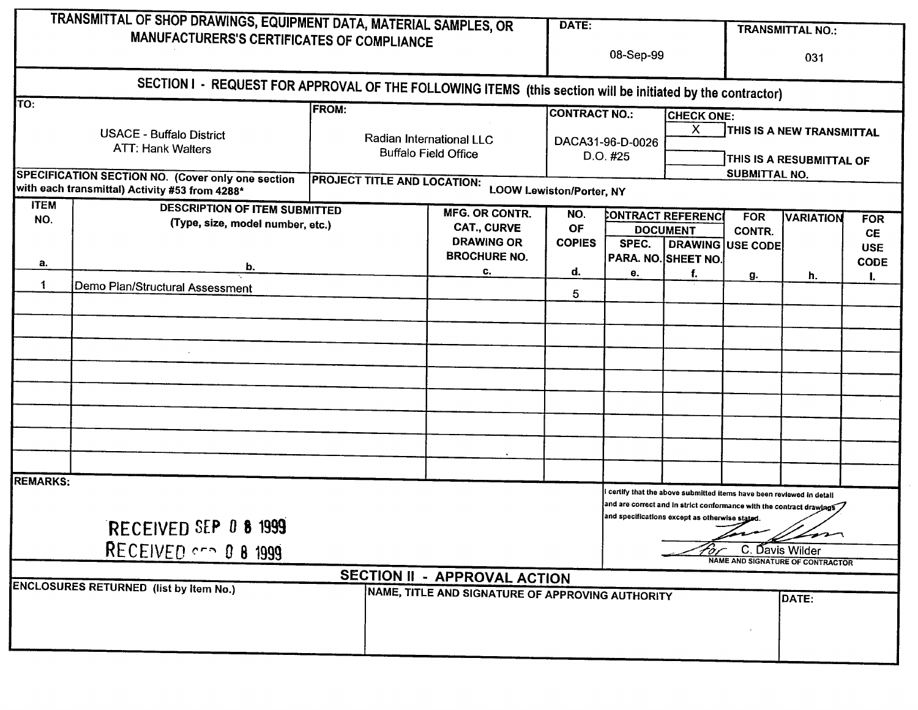# TRANSMITTAL OF SHOP DRAWINGS, EQUIPMENT DATA, MATERIAL SAMPLES, OR MANUFACTURERS'S CERTIFICATES OF COMPLIANCE

**DATE:** 08-Sep-99

**TRANSMITTAL NO.:** 031

## SECTION I - REQUEST FOR APPROVAL OF THE FOLLOWING ITEMS (this section will be initiated by the contractor)

**TO:** USACE - Buffalo District, ATT: Hank Walters

**FROM:** Radian International LLC, Buffalo Field Office

**CONTRACT NO.:** DACA31-96-D-0026 D.O. #25

**CHECK ONE:**
- [X] THIS IS A NEW TRANSMITTAL
- [ ] THIS IS A RESUBMITTAL OF SUBMITTAL NO.

**SPECIFICATION SECTION NO. (Cover only one section with each transmittal)** Activity #53 from 4288*

**PROJECT TITLE AND LOCATION:** LOOW Lewiston/Porter, NY

| ITEM NO. a. | DESCRIPTION OF ITEM SUBMITTED (Type, size, model number, etc.) b. | MFG. OR CONTR. CAT., CURVE DRAWING OR BROCHURE NO. c. | NO. OF COPIES d. | CONTRACT REFERENCE DOCUMENT SPEC. PARA. NO. e. | CONTRACT REFERENCE DOCUMENT DRAWING SHEET NO. f. | FOR CONTR. USE CODE g. | VARIATION h. | FOR CE USE CODE I. |
|---|---|---|---|---|---|---|---|---|
| 1 | Demo Plan/Structural Assessment | | 5 | | | | | |

**REMARKS:**

RECEIVED SEP 0 8 1999

RECEIVED SEP 0 8 1999

I certify that the above submitted items have been reviewed in detail and are correct and in strict conformance with the contract drawings and specifications except as otherwise stated.

for C. Davis Wilder

NAME AND SIGNATURE OF CONTRACTOR

## SECTION II - APPROVAL ACTION

**ENCLOSURES RETURNED (list by Item No.)**

**NAME, TITLE AND SIGNATURE OF APPROVING AUTHORITY**

**DATE:**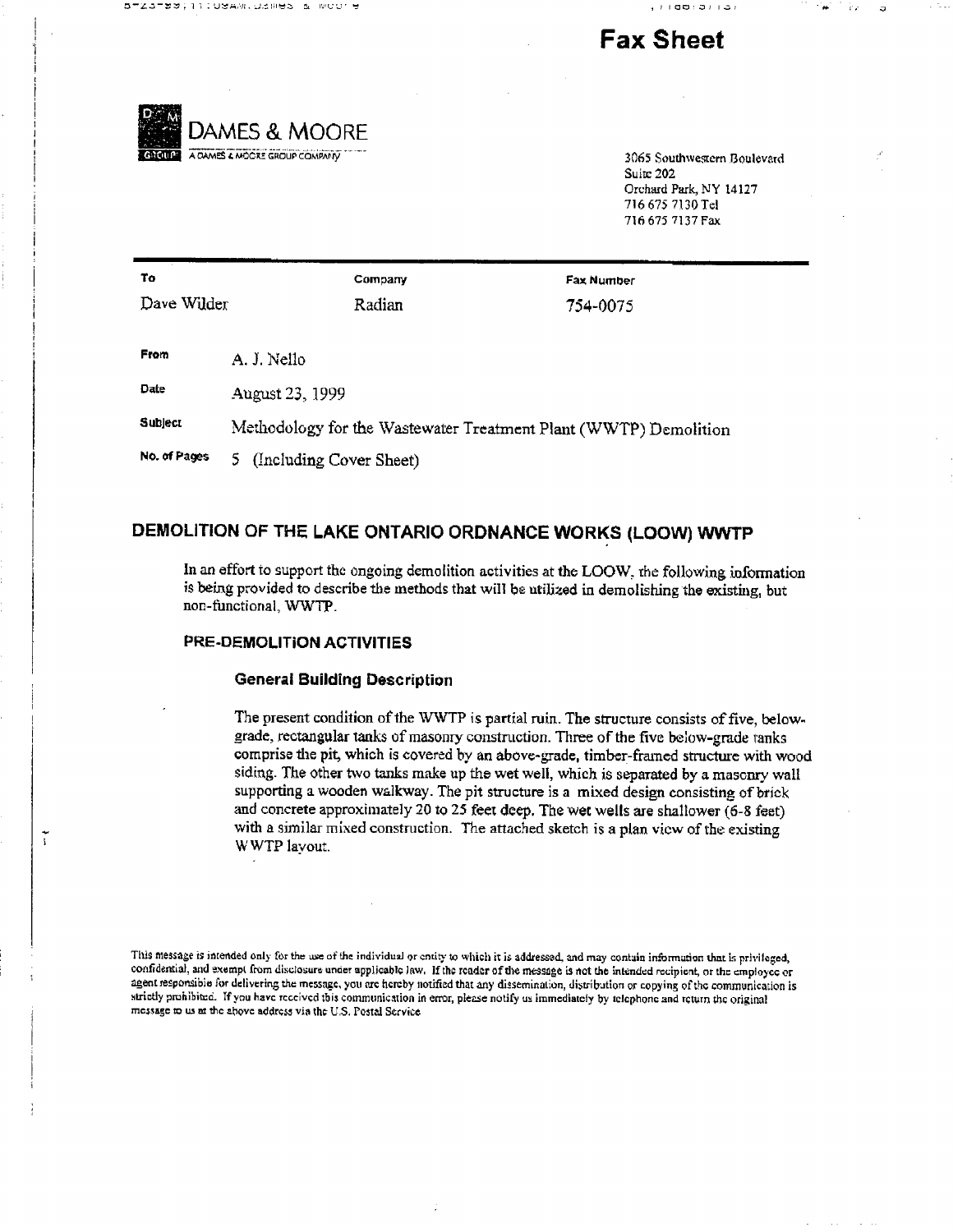# Fax Sheet

DAMES & MOORE

A DAMES & MOORE GROUP COMPANY

3065 Southwestern Boulevard
Suite 202
Orchard Park, NY 14127
716 675 7130 Tel
716 675 7137 Fax

| To | Company | Fax Number |
|---|---|---|
| Dave Wilder | Radian | 754-0075 |

**From** A. J. Nello

**Date** August 23, 1999

**Subject** Methodology for the Wastewater Treatment Plant (WWTP) Demolition

**No. of Pages** 5 (Including Cover Sheet)

## DEMOLITION OF THE LAKE ONTARIO ORDNANCE WORKS (LOOW) WWTP

In an effort to support the ongoing demolition activities at the LOOW, the following information is being provided to describe the methods that will be utilized in demolishing the existing, but non-functional, WWTP.

### PRE-DEMOLITION ACTIVITIES

#### General Building Description

The present condition of the WWTP is partial ruin. The structure consists of five, below-grade, rectangular tanks of masonry construction. Three of the five below-grade tanks comprise the pit, which is covered by an above-grade, timber-framed structure with wood siding. The other two tanks make up the wet well, which is separated by a masonry wall supporting a wooden walkway. The pit structure is a mixed design consisting of brick and concrete approximately 20 to 25 feet deep. The wet wells are shallower (6-8 feet) with a similar mixed construction. The attached sketch is a plan view of the existing WWTP layout.

This message is intended only for the use of the individual or entity to which it is addressed, and may contain information that is privileged, confidential, and exempt from disclosure under applicable law. If the reader of the message is not the intended recipient, or the employee or agent responsible for delivering the message, you are hereby notified that any dissemination, distribution or copying of the communication is strictly prohibited. If you have received this communication in error, please notify us immediately by telephone and return the original message to us at the above address via the U.S. Postal Service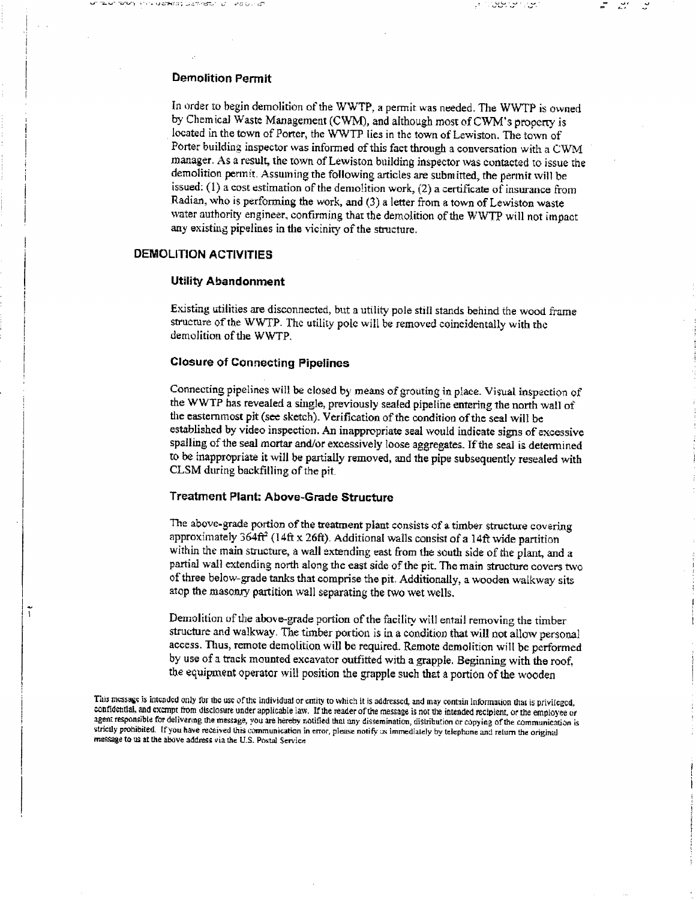### Demolition Permit

In order to begin demolition of the WWTP, a permit was needed. The WWTP is owned by Chemical Waste Management (CWM), and although most of CWM's property is located in the town of Porter, the WWTP lies in the town of Lewiston. The town of Porter building inspector was informed of this fact through a conversation with a CWM manager. As a result, the town of Lewiston building inspector was contacted to issue the demolition permit. Assuming the following articles are submitted, the permit will be issued: (1) a cost estimation of the demolition work, (2) a certificate of insurance from Radian, who is performing the work, and (3) a letter from a town of Lewiston waste water authority engineer, confirming that the demolition of the WWTP will not impact any existing pipelines in the vicinity of the structure.

## DEMOLITION ACTIVITIES

### Utility Abandonment

Existing utilities are disconnected, but a utility pole still stands behind the wood frame structure of the WWTP. The utility pole will be removed coincidentally with the demolition of the WWTP.

### Closure of Connecting Pipelines

Connecting pipelines will be closed by means of grouting in place. Visual inspection of the WWTP has revealed a single, previously sealed pipeline entering the north wall of the easternmost pit (see sketch). Verification of the condition of the seal will be established by video inspection. An inappropriate seal would indicate signs of excessive spalling of the seal mortar and/or excessively loose aggregates. If the seal is determined to be inappropriate it will be partially removed, and the pipe subsequently resealed with CLSM during backfilling of the pit.

### Treatment Plant: Above-Grade Structure

The above-grade portion of the treatment plant consists of a timber structure covering approximately 364ft$^2$ (14ft x 26ft). Additional walls consist of a 14ft wide partition within the main structure, a wall extending east from the south side of the plant, and a partial wall extending north along the east side of the pit. The main structure covers two of three below-grade tanks that comprise the pit. Additionally, a wooden walkway sits atop the masonry partition wall separating the two wet wells.

Demolition of the above-grade portion of the facility will entail removing the timber structure and walkway. The timber portion is in a condition that will not allow personal access. Thus, remote demolition will be required. Remote demolition will be performed by use of a track mounted excavator outfitted with a grapple. Beginning with the roof, the equipment operator will position the grapple such that a portion of the wooden

This message is intended only for the use of the individual or entity to which it is addressed, and may contain information that is privileged, confidential, and exempt from disclosure under applicable law. If the reader of the message is not the intended recipient, or the employee or agent responsible for delivering the message, you are hereby notified that any dissemination, distribution or copying of the communication is strictly prohibited. If you have received this communication in error, please notify us immediately by telephone and return the original message to us at the above address via the U.S. Postal Service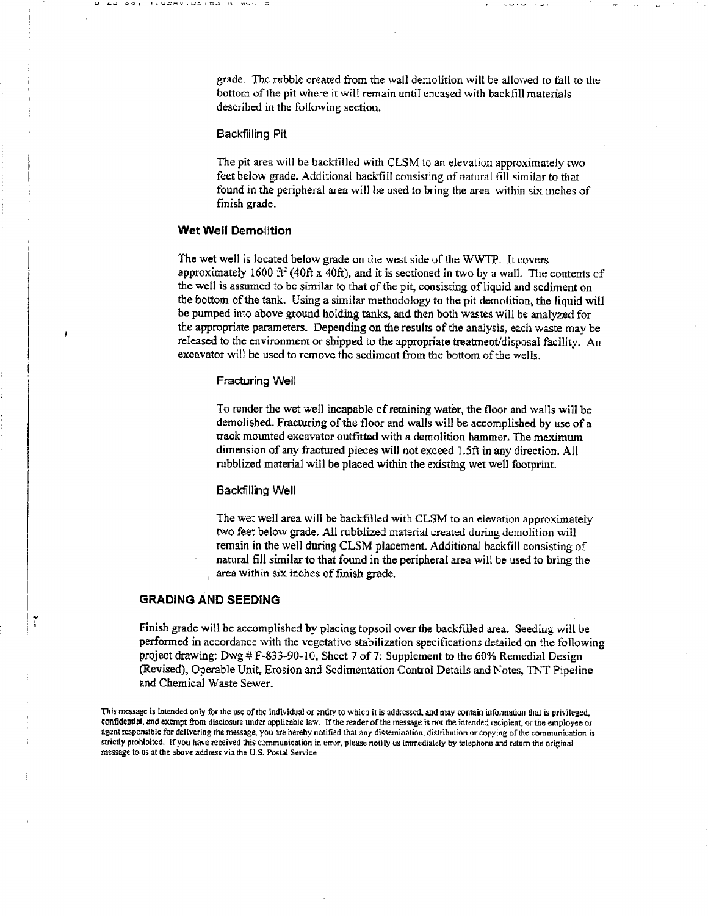grade. The rubble created from the wall demolition will be allowed to fall to the bottom of the pit where it will remain until encased with backfill materials described in the following section.

Backfilling Pit

The pit area will be backfilled with CLSM to an elevation approximately two feet below grade. Additional backfill consisting of natural fill similar to that found in the peripheral area will be used to bring the area within six inches of finish grade.

### Wet Well Demolition

The wet well is located below grade on the west side of the WWTP. It covers approximately 1600 $ft^2$ (40ft x 40ft), and it is sectioned in two by a wall. The contents of the well is assumed to be similar to that of the pit, consisting of liquid and sediment on the bottom of the tank. Using a similar methodology to the pit demolition, the liquid will be pumped into above ground holding tanks, and then both wastes will be analyzed for the appropriate parameters. Depending on the results of the analysis, each waste may be released to the environment or shipped to the appropriate treatment/disposal facility. An excavator will be used to remove the sediment from the bottom of the wells.

Fracturing Well

To render the wet well incapable of retaining water, the floor and walls will be demolished. Fracturing of the floor and walls will be accomplished by use of a track mounted excavator outfitted with a demolition hammer. The maximum dimension of any fractured pieces will not exceed 1.5ft in any direction. All rubblized material will be placed within the existing wet well footprint.

Backfilling Well

The wet well area will be backfilled with CLSM to an elevation approximately two feet below grade. All rubblized material created during demolition will remain in the well during CLSM placement. Additional backfill consisting of natural fill similar to that found in the peripheral area will be used to bring the area within six inches of finish grade.

## GRADING AND SEEDING

Finish grade will be accomplished by placing topsoil over the backfilled area. Seeding will be performed in accordance with the vegetative stabilization specifications detailed on the following project drawing: Dwg # F-833-90-10, Sheet 7 of 7; Supplement to the 60% Remedial Design (Revised), Operable Unit, Erosion and Sedimentation Control Details and Notes, TNT Pipeline and Chemical Waste Sewer.

This message is intended only for the use of the individual or entity to which it is addressed, and may contain information that is privileged, confidential, and exempt from disclosure under applicable law. If the reader of the message is not the intended recipient, or the employee or agent responsible for delivering the message, you are hereby notified that any dissemination, distribution or copying of the communication is strictly prohibited. If you have received this communication in error, please notify us immediately by telephone and return the original message to us at the above address via the U.S. Postal Service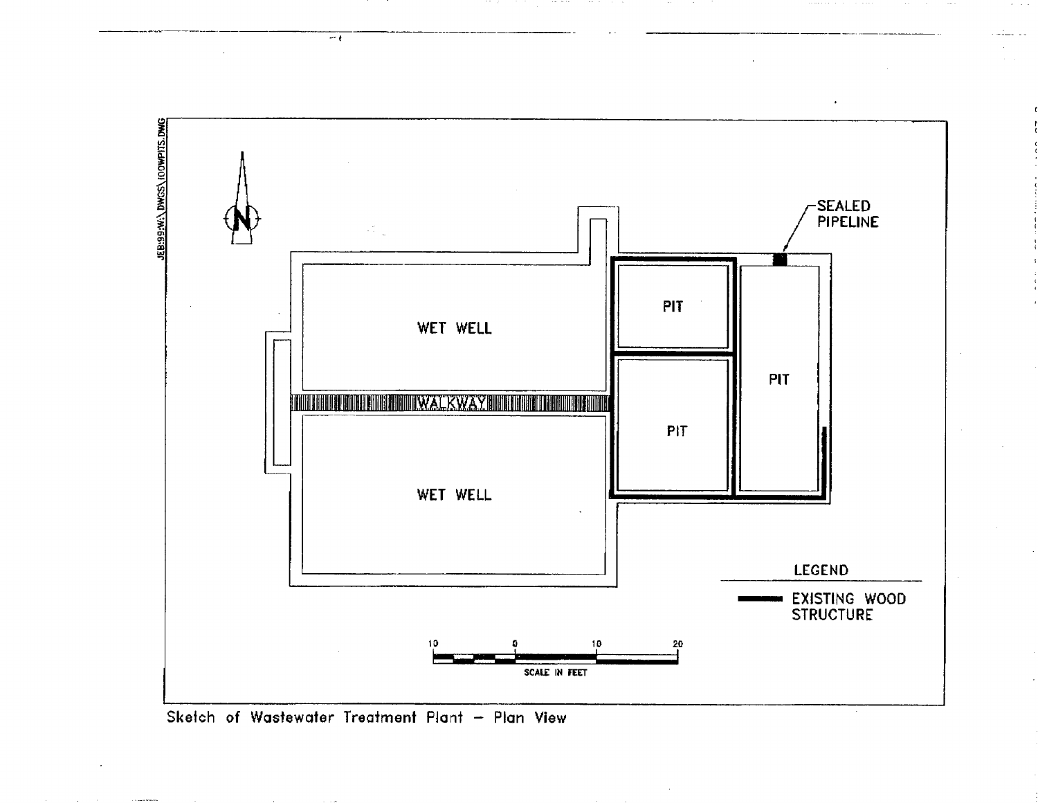JEB:99:W:\DWGS\100WPITS.DWG

N

WET WELL

WALKWAY

WET WELL

PIT

PIT

PIT

SEALED PIPELINE

LEGEND

EXISTING WOOD STRUCTURE

10 0 10 20

SCALE IN FEET

Sketch of Wastewater Treatment Plant – Plan View